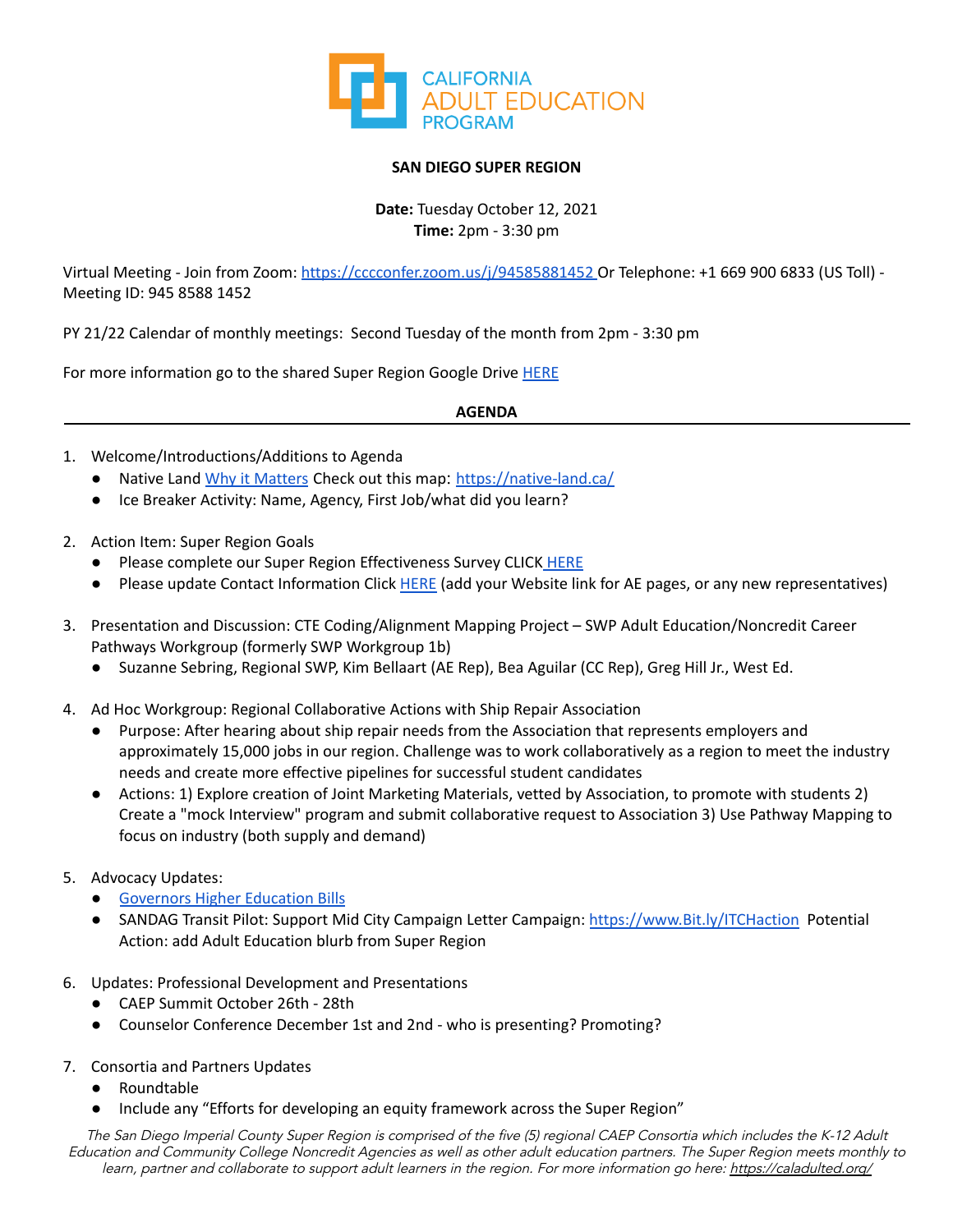**CALIFORNIA ADULT EDUCATION PROGRAM**

**SAN DIEGO SUPER REGION**

**Date:** Tuesday October 12, 2021
**Time:** 2pm - 3:30 pm

Virtual Meeting - Join from Zoom: https://cccconfer.zoom.us/j/94585881452 Or Telephone: +1 669 900 6833 (US Toll) - Meeting ID: 945 8588 1452

PY 21/22 Calendar of monthly meetings: Second Tuesday of the month from 2pm - 3:30 pm

For more information go to the shared Super Region Google Drive HERE

**AGENDA**

1. Welcome/Introductions/Additions to Agenda
   - Native Land Why it Matters Check out this map: https://native-land.ca/
   - Ice Breaker Activity: Name, Agency, First Job/what did you learn?

2. Action Item: Super Region Goals
   - Please complete our Super Region Effectiveness Survey CLICK HERE
   - Please update Contact Information Click HERE (add your Website link for AE pages, or any new representatives)

3. Presentation and Discussion: CTE Coding/Alignment Mapping Project – SWP Adult Education/Noncredit Career Pathways Workgroup (formerly SWP Workgroup 1b)
   - Suzanne Sebring, Regional SWP, Kim Bellaart (AE Rep), Bea Aguilar (CC Rep), Greg Hill Jr., West Ed.

4. Ad Hoc Workgroup: Regional Collaborative Actions with Ship Repair Association
   - Purpose: After hearing about ship repair needs from the Association that represents employers and approximately 15,000 jobs in our region. Challenge was to work collaboratively as a region to meet the industry needs and create more effective pipelines for successful student candidates
   - Actions: 1) Explore creation of Joint Marketing Materials, vetted by Association, to promote with students 2) Create a "mock Interview" program and submit collaborative request to Association 3) Use Pathway Mapping to focus on industry (both supply and demand)

5. Advocacy Updates:
   - Governors Higher Education Bills
   - SANDAG Transit Pilot: Support Mid City Campaign Letter Campaign: https://www.Bit.ly/ITCHaction Potential Action: add Adult Education blurb from Super Region

6. Updates: Professional Development and Presentations
   - CAEP Summit October 26th - 28th
   - Counselor Conference December 1st and 2nd - who is presenting? Promoting?

7. Consortia and Partners Updates
   - Roundtable
   - Include any "Efforts for developing an equity framework across the Super Region"

*The San Diego Imperial County Super Region is comprised of the five (5) regional CAEP Consortia which includes the K-12 Adult Education and Community College Noncredit Agencies as well as other adult education partners. The Super Region meets monthly to learn, partner and collaborate to support adult learners in the region. For more information go here: https://caladulted.org/*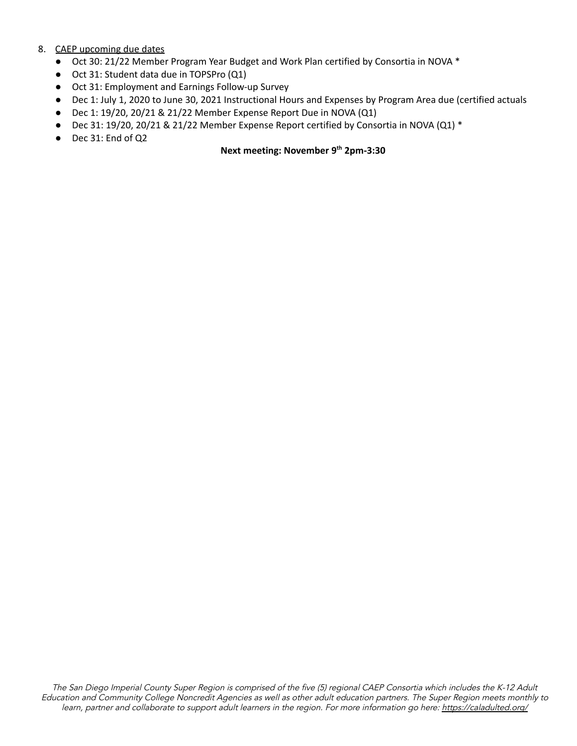8. <u>CAEP upcoming due dates</u>
   - Oct 30: 21/22 Member Program Year Budget and Work Plan certified by Consortia in NOVA *
   - Oct 31: Student data due in TOPSPro (Q1)
   - Oct 31: Employment and Earnings Follow-up Survey
   - Dec 1: July 1, 2020 to June 30, 2021 Instructional Hours and Expenses by Program Area due (certified actuals
   - Dec 1: 19/20, 20/21 & 21/22 Member Expense Report Due in NOVA (Q1)
   - Dec 31: 19/20, 20/21 & 21/22 Member Expense Report certified by Consortia in NOVA (Q1) *
   - Dec 31: End of Q2

**Next meeting: November 9th 2pm-3:30**

*The San Diego Imperial County Super Region is comprised of the five (5) regional CAEP Consortia which includes the K-12 Adult Education and Community College Noncredit Agencies as well as other adult education partners. The Super Region meets monthly to learn, partner and collaborate to support adult learners in the region. For more information go here: https://caladulted.org/*